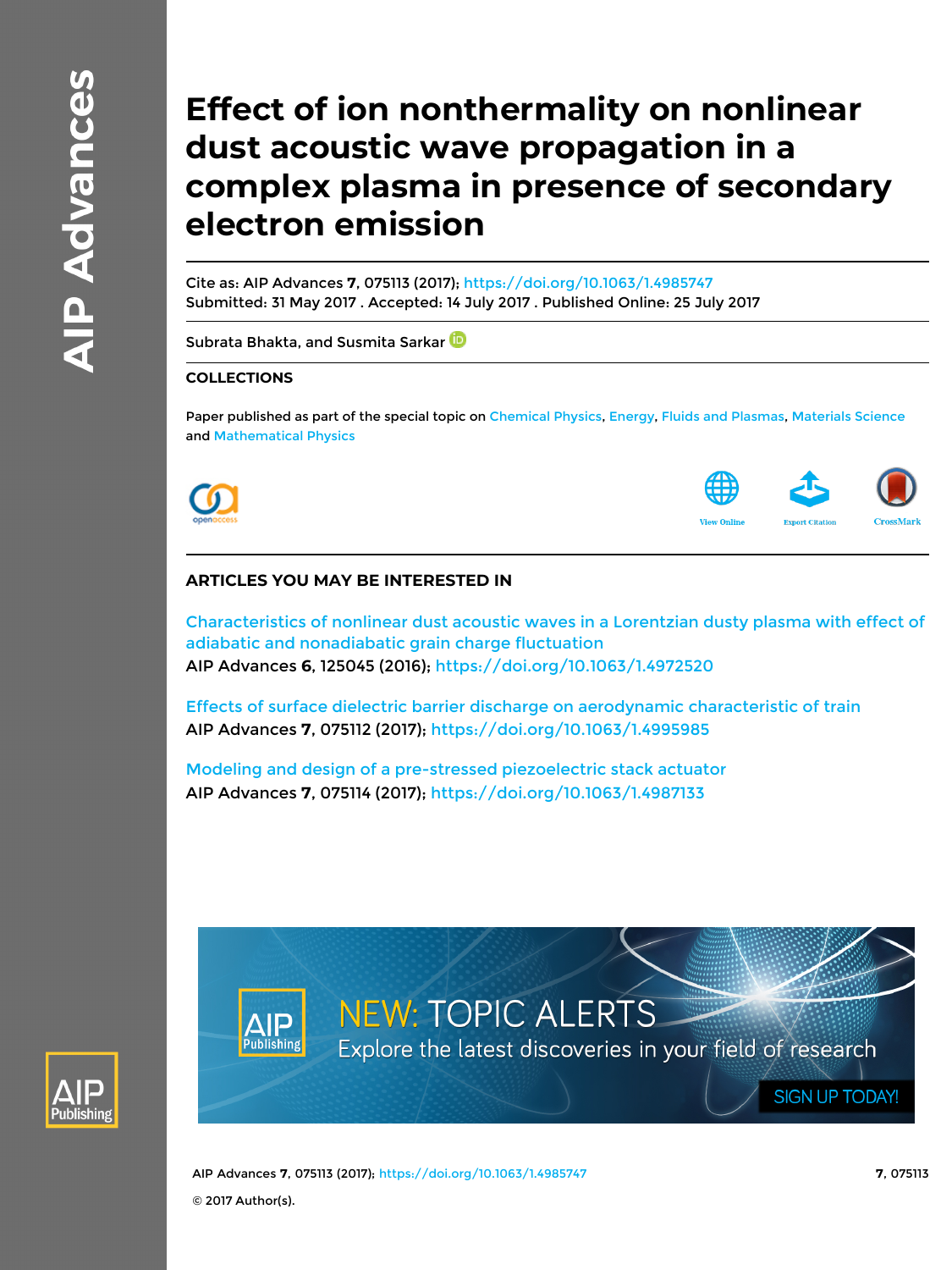# Effect of ion nonthermality on nonlinear dust acoustic wave propagation in a complex plasma in presence of secondary electron emission

Cite as: AIP Advances **7**, 075113 (2017); https://doi.org/10.1063/1.4985747
Submitted: 31 May 2017 . Accepted: 14 July 2017 . Published Online: 25 July 2017

Subrata Bhakta, and Susmita Sarkar

## COLLECTIONS

Paper published as part of the special topic on Chemical Physics, Energy, Fluids and Plasmas, Materials Science and Mathematical Physics

## ARTICLES YOU MAY BE INTERESTED IN

Characteristics of nonlinear dust acoustic waves in a Lorentzian dusty plasma with effect of adiabatic and nonadiabatic grain charge fluctuation
AIP Advances **6**, 125045 (2016); https://doi.org/10.1063/1.4972520

Effects of surface dielectric barrier discharge on aerodynamic characteristic of train
AIP Advances **7**, 075112 (2017); https://doi.org/10.1063/1.4995985

Modeling and design of a pre-stressed piezoelectric stack actuator
AIP Advances **7**, 075114 (2017); https://doi.org/10.1063/1.4987133

© 2017 Author(s).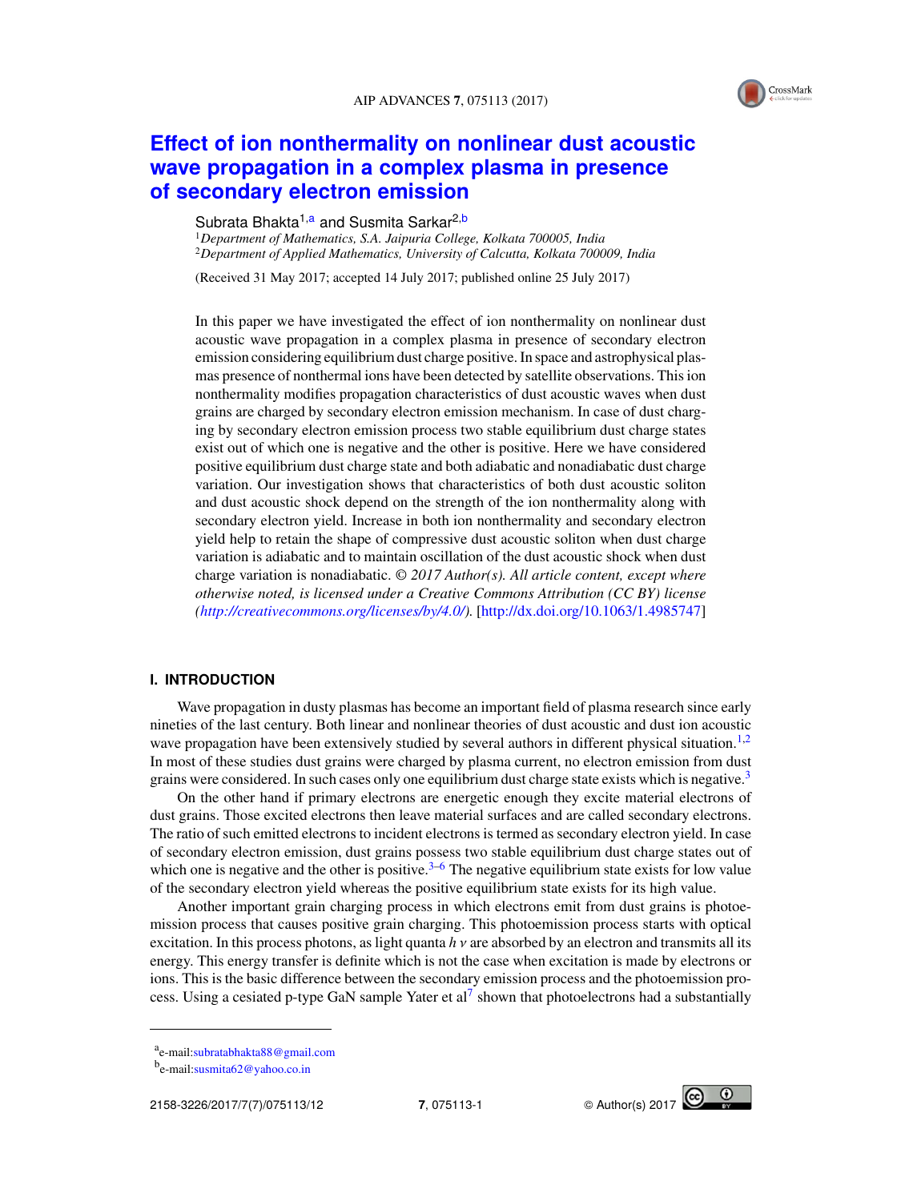# Effect of ion nonthermality on nonlinear dust acoustic wave propagation in a complex plasma in presence of secondary electron emission

Subrata Bhakta[1,a] and Susmita Sarkar[2,b]

[1]*Department of Mathematics, S.A. Jaipuria College, Kolkata 700005, India*
[2]*Department of Applied Mathematics, University of Calcutta, Kolkata 700009, India*

(Received 31 May 2017; accepted 14 July 2017; published online 25 July 2017)

In this paper we have investigated the effect of ion nonthermality on nonlinear dust acoustic wave propagation in a complex plasma in presence of secondary electron emission considering equilibrium dust charge positive. In space and astrophysical plasmas presence of nonthermal ions have been detected by satellite observations. This ion nonthermality modifies propagation characteristics of dust acoustic waves when dust grains are charged by secondary electron emission mechanism. In case of dust charging by secondary electron emission process two stable equilibrium dust charge states exist out of which one is negative and the other is positive. Here we have considered positive equilibrium dust charge state and both adiabatic and nonadiabatic dust charge variation. Our investigation shows that characteristics of both dust acoustic soliton and dust acoustic shock depend on the strength of the ion nonthermality along with secondary electron yield. Increase in both ion nonthermality and secondary electron yield help to retain the shape of compressive dust acoustic soliton when dust charge variation is adiabatic and to maintain oscillation of the dust acoustic shock when dust charge variation is nonadiabatic. © *2017 Author(s). All article content, except where otherwise noted, is licensed under a Creative Commons Attribution (CC BY) license (http://creativecommons.org/licenses/by/4.0/).* [http://dx.doi.org/10.1063/1.4985747]

## I. INTRODUCTION

Wave propagation in dusty plasmas has become an important field of plasma research since early nineties of the last century. Both linear and nonlinear theories of dust acoustic and dust ion acoustic wave propagation have been extensively studied by several authors in different physical situation.[1,2] In most of these studies dust grains were charged by plasma current, no electron emission from dust grains were considered. In such cases only one equilibrium dust charge state exists which is negative.[3]

On the other hand if primary electrons are energetic enough they excite material electrons of dust grains. Those excited electrons then leave material surfaces and are called secondary electrons. The ratio of such emitted electrons to incident electrons is termed as secondary electron yield. In case of secondary electron emission, dust grains possess two stable equilibrium dust charge states out of which one is negative and the other is positive.[3–6] The negative equilibrium state exists for low value of the secondary electron yield whereas the positive equilibrium state exists for its high value.

Another important grain charging process in which electrons emit from dust grains is photoemission process that causes positive grain charging. This photoemission process starts with optical excitation. In this process photons, as light quanta $h\nu$ are absorbed by an electron and transmits all its energy. This energy transfer is definite which is not the case when excitation is made by electrons or ions. This is the basic difference between the secondary emission process and the photoemission process. Using a cesiated p-type GaN sample Yater et al[7] shown that photoelectrons had a substantially

[a]e-mail: subratabhakta88@gmail.com
[b]e-mail: susmita62@yahoo.co.in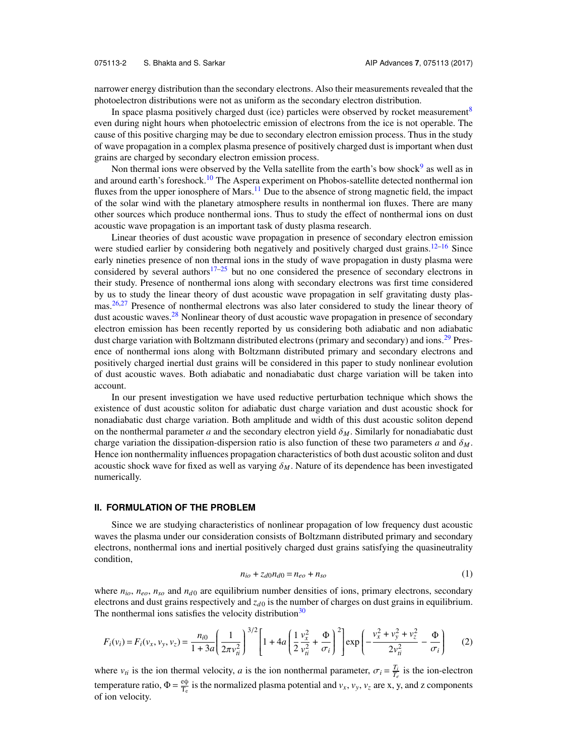narrower energy distribution than the secondary electrons. Also their measurements revealed that the photoelectron distributions were not as uniform as the secondary electron distribution.

In space plasma positively charged dust (ice) particles were observed by rocket measurement[8] even during night hours when photoelectric emission of electrons from the ice is not operable. The cause of this positive charging may be due to secondary electron emission process. Thus in the study of wave propagation in a complex plasma presence of positively charged dust is important when dust grains are charged by secondary electron emission process.

Non thermal ions were observed by the Vella satellite from the earth's bow shock[9] as well as in and around earth's foreshock.[10] The Aspera experiment on Phobos-satellite detected nonthermal ion fluxes from the upper ionosphere of Mars.[11] Due to the absence of strong magnetic field, the impact of the solar wind with the planetary atmosphere results in nonthermal ion fluxes. There are many other sources which produce nonthermal ions. Thus to study the effect of nonthermal ions on dust acoustic wave propagation is an important task of dusty plasma research.

Linear theories of dust acoustic wave propagation in presence of secondary electron emission were studied earlier by considering both negatively and positively charged dust grains.[12–16] Since early nineties presence of non thermal ions in the study of wave propagation in dusty plasma were considered by several authors[17–25] but no one considered the presence of secondary electrons in their study. Presence of nonthermal ions along with secondary electrons was first time considered by us to study the linear theory of dust acoustic wave propagation in self gravitating dusty plasmas.[26,27] Presence of nonthermal electrons was also later considered to study the linear theory of dust acoustic waves.[28] Nonlinear theory of dust acoustic wave propagation in presence of secondary electron emission has been recently reported by us considering both adiabatic and non adiabatic dust charge variation with Boltzmann distributed electrons (primary and secondary) and ions.[29] Presence of nonthermal ions along with Boltzmann distributed primary and secondary electrons and positively charged inertial dust grains will be considered in this paper to study nonlinear evolution of dust acoustic waves. Both adiabatic and nonadiabatic dust charge variation will be taken into account.

In our present investigation we have used reductive perturbation technique which shows the existence of dust acoustic soliton for adiabatic dust charge variation and dust acoustic shock for nonadiabatic dust charge variation. Both amplitude and width of this dust acoustic soliton depend on the nonthermal parameter $a$ and the secondary electron yield $\delta_M$. Similarly for nonadiabatic dust charge variation the dissipation-dispersion ratio is also function of these two parameters $a$ and $\delta_M$. Hence ion nonthermality influences propagation characteristics of both dust acoustic soliton and dust acoustic shock wave for fixed as well as varying $\delta_M$. Nature of its dependence has been investigated numerically.

## II. FORMULATION OF THE PROBLEM

Since we are studying characteristics of nonlinear propagation of low frequency dust acoustic waves the plasma under our consideration consists of Boltzmann distributed primary and secondary electrons, nonthermal ions and inertial positively charged dust grains satisfying the quasineutrality condition,

$$n_{io} + z_{d0}n_{d0} = n_{eo} + n_{so} \tag{1}$$

where $n_{io}$, $n_{eo}$, $n_{so}$ and $n_{d0}$ are equilibrium number densities of ions, primary electrons, secondary electrons and dust grains respectively and $z_{d0}$ is the number of charges on dust grains in equilibrium. The nonthermal ions satisfies the velocity distribution[30]

$$F_i(v_i) = F_i(v_x, v_y, v_z) = \frac{n_{i0}}{1+3a}\left(\frac{1}{2\pi v_{ti}^2}\right)^{3/2}\left[1 + 4a\left(\frac{1}{2}\frac{v_x^2}{v_{ti}^2} + \frac{\Phi}{\sigma_i}\right)^2\right]\exp\left(-\frac{v_x^2 + v_y^2 + v_z^2}{2v_{ti}^2} - \frac{\Phi}{\sigma_i}\right) \tag{2}$$

where $v_{ti}$ is the ion thermal velocity, $a$ is the ion nonthermal parameter, $\sigma_i = \frac{T_i}{T_e}$ is the ion-electron temperature ratio, $\Phi = \frac{e\phi}{T_e}$ is the normalized plasma potential and $v_x$, $v_y$, $v_z$ are x, y, and z components of ion velocity.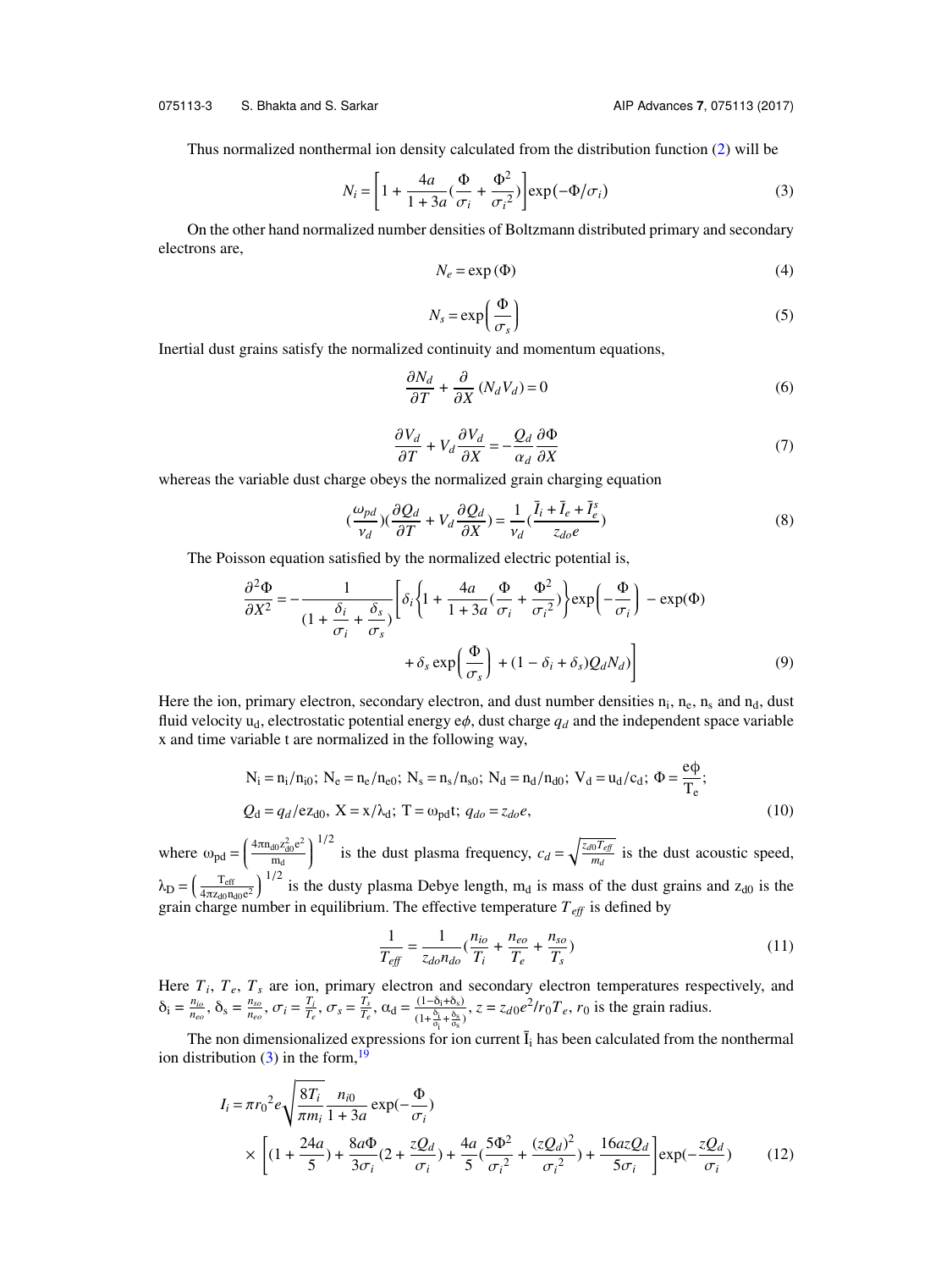Thus normalized nonthermal ion density calculated from the distribution function (2) will be

$$N_i = \left[1 + \frac{4a}{1+3a}\left(\frac{\Phi}{\sigma_i} + \frac{\Phi^2}{{\sigma_i}^2}\right)\right]\exp(-\Phi/\sigma_i) \tag{3}$$

On the other hand normalized number densities of Boltzmann distributed primary and secondary electrons are,

$$N_e = \exp(\Phi) \tag{4}$$

$$N_s = \exp\left(\frac{\Phi}{\sigma_s}\right) \tag{5}$$

Inertial dust grains satisfy the normalized continuity and momentum equations,

$$\frac{\partial N_d}{\partial T} + \frac{\partial}{\partial X}(N_d V_d) = 0 \tag{6}$$

$$\frac{\partial V_d}{\partial T} + V_d \frac{\partial V_d}{\partial X} = -\frac{Q_d}{\alpha_d}\frac{\partial \Phi}{\partial X} \tag{7}$$

whereas the variable dust charge obeys the normalized grain charging equation

$$\left(\frac{\omega_{pd}}{\nu_d}\right)\left(\frac{\partial Q_d}{\partial T} + V_d\frac{\partial Q_d}{\partial X}\right) = \frac{1}{\nu_d}\left(\frac{\bar{I}_i + \bar{I}_e + \bar{I}_e^s}{z_{do}e}\right) \tag{8}$$

The Poisson equation satisfied by the normalized electric potential is,

$$\frac{\partial^2 \Phi}{\partial X^2} = -\frac{1}{\left(1 + \frac{\delta_i}{\sigma_i} + \frac{\delta_s}{\sigma_s}\right)}\left[\delta_i\left\{1 + \frac{4a}{1+3a}\left(\frac{\Phi}{\sigma_i} + \frac{\Phi^2}{{\sigma_i}^2}\right)\right\}\exp\left(-\frac{\Phi}{\sigma_i}\right) - \exp(\Phi) + \delta_s \exp\left(\frac{\Phi}{\sigma_s}\right) + (1 - \delta_i + \delta_s)Q_d N_d\right] \tag{9}$$

Here the ion, primary electron, secondary electron, and dust number densities $n_i$, $n_e$, $n_s$ and $n_d$, dust fluid velocity $u_d$, electrostatic potential energy $e\phi$, dust charge $q_d$ and the independent space variable x and time variable t are normalized in the following way,

$$\begin{aligned}
&N_i = n_i/n_{i0};\ N_e = n_e/n_{e0};\ N_s = n_s/n_{s0};\ N_d = n_d/n_{d0};\ V_d = u_d/c_d;\ \Phi = \frac{e\phi}{T_e};\\
&Q_d = q_d/ez_{d0},\ X = x/\lambda_d;\ T = \omega_{pd}t;\ q_{do} = z_{do}e,
\end{aligned} \tag{10}$$

where $\omega_{pd} = \left(\frac{4\pi n_{d0} z_{d0}^2 e^2}{m_d}\right)^{1/2}$ is the dust plasma frequency, $c_d = \sqrt{\frac{z_{d0}T_{eff}}{m_d}}$ is the dust acoustic speed, $\lambda_D = \left(\frac{T_{eff}}{4\pi z_{d0} n_{d0} e^2}\right)^{1/2}$ is the dusty plasma Debye length, $m_d$ is mass of the dust grains and $z_{d0}$ is the grain charge number in equilibrium. The effective temperature $T_{eff}$ is defined by

$$\frac{1}{T_{eff}} = \frac{1}{z_{do}n_{do}}\left(\frac{n_{io}}{T_i} + \frac{n_{eo}}{T_e} + \frac{n_{so}}{T_s}\right) \tag{11}$$

Here $T_i$, $T_e$, $T_s$ are ion, primary electron and secondary electron temperatures respectively, and $\delta_i = \frac{n_{io}}{n_{eo}}$, $\delta_s = \frac{n_{so}}{n_{eo}}$, $\sigma_i = \frac{T_i}{T_e}$, $\sigma_s = \frac{T_s}{T_e}$, $\alpha_d = \frac{(1-\delta_i+\delta_s)}{(1+\frac{\delta_i}{\sigma_i}+\frac{\delta_s}{\sigma_s})}$, $z = z_{d0}e^2/r_0T_e$, $r_0$ is the grain radius.

The non dimensionalized expressions for ion current $\bar{I}_i$ has been calculated from the nonthermal ion distribution (3) in the form,[19]

$$\begin{aligned}
I_i = \pi {r_0}^2 e \sqrt{\frac{8T_i}{\pi m_i}}\frac{n_{i0}}{1+3a}\exp\left(-\frac{\Phi}{\sigma_i}\right)\\
\times\left[\left(1 + \frac{24a}{5}\right) + \frac{8a\Phi}{3\sigma_i}\left(2 + \frac{zQ_d}{\sigma_i}\right) + \frac{4a}{5}\left(\frac{5\Phi^2}{{\sigma_i}^2} + \frac{(zQ_d)^2}{{\sigma_i}^2}\right) + \frac{16azQ_d}{5\sigma_i}\right]\exp\left(-\frac{zQ_d}{\sigma_i}\right)
\end{aligned} \tag{12}$$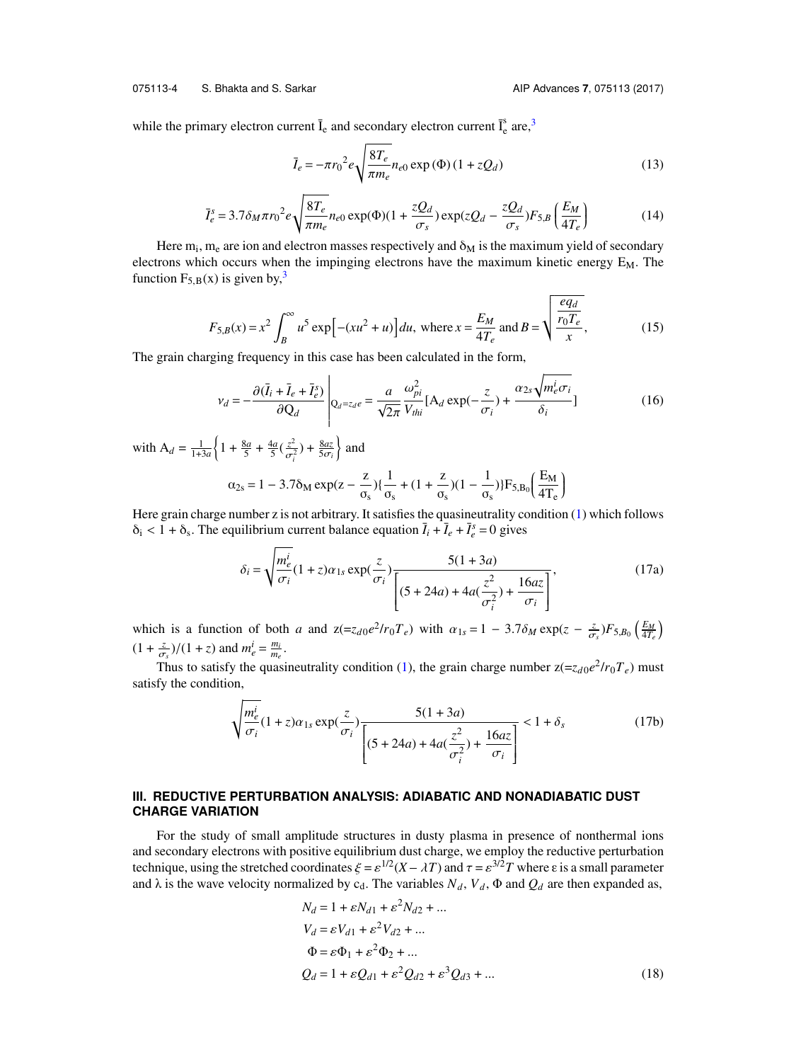while the primary electron current $\bar{I}_e$ and secondary electron current $\bar{I}_e^s$ are,[3]

$$\bar{I}_e = -\pi {r_0}^2 e\sqrt{\frac{8T_e}{\pi m_e}} n_{e0} \exp(\Phi)(1 + zQ_d) \tag{13}$$

$$\bar{I}_e^s = 3.7\delta_M \pi {r_0}^2 e\sqrt{\frac{8T_e}{\pi m_e}} n_{e0} \exp(\Phi)(1 + \frac{zQ_d}{\sigma_s})\exp(zQ_d - \frac{zQ_d}{\sigma_s}) F_{5,B}\left(\frac{E_M}{4T_e}\right) \tag{14}$$

Here $m_i$, $m_e$ are ion and electron masses respectively and $\delta_M$ is the maximum yield of secondary electrons which occurs when the impinging electrons have the maximum kinetic energy $E_M$. The function $F_{5,B}(x)$ is given by,[3]

$$F_{5,B}(x) = x^2 \int_B^\infty u^5 \exp\left[-(xu^2 + u)\right] du, \text{ where } x = \frac{E_M}{4T_e} \text{ and } B = \sqrt{\frac{\frac{eq_d}{r_0 T_e}}{x}}, \tag{15}$$

The grain charging frequency in this case has been calculated in the form,

$$\nu_d = -\left.\frac{\partial(\bar{I}_i + \bar{I}_e + \bar{I}_e^s)}{\partial Q_d}\right|_{Q_d = z_d e} = \frac{a}{\sqrt{2\pi}} \frac{\omega_{pi}^2}{V_{thi}} [A_d \exp(-\frac{z}{\sigma_i}) + \frac{\alpha_{2s}\sqrt{m_e^i \sigma_i}}{\delta_i}] \tag{16}$$

with $A_d = \frac{1}{1+3a}\left\{1 + \frac{8a}{5} + \frac{4a}{5}(\frac{z^2}{\sigma_i^2}) + \frac{8az}{5\sigma_i}\right\}$ and

$$\alpha_{2s} = 1 - 3.7\delta_M \exp(z - \frac{z}{\sigma_s})\{\frac{1}{\sigma_s} + (1 + \frac{z}{\sigma_s})(1 - \frac{1}{\sigma_s})\} F_{5,B_0}\left(\frac{E_M}{4T_e}\right)$$

Here grain charge number z is not arbitrary. It satisfies the quasineutrality condition (1) which follows $\delta_i < 1 + \delta_s$. The equilibrium current balance equation $\bar{I}_i + \bar{I}_e + \bar{I}_e^s = 0$ gives

$$\delta_i = \sqrt{\frac{m_e^i}{\sigma_i}}(1 + z)\alpha_{1s} \exp(\frac{z}{\sigma_i}) \frac{5(1 + 3a)}{\left[(5 + 24a) + 4a(\frac{z^2}{\sigma_i^2}) + \frac{16az}{\sigma_i}\right]}, \tag{17a}$$

which is a function of both $a$ and $z(=z_{d0}e^2/r_0 T_e)$ with $\alpha_{1s} = 1 - 3.7\delta_M \exp(z - \frac{z}{\sigma_s}) F_{5,B_0}\left(\frac{E_M}{4T_e}\right)$ $(1 + \frac{z}{\sigma_s})/(1 + z)$ and $m_e^i = \frac{m_i}{m_e}$.

Thus to satisfy the quasineutrality condition (1), the grain charge number $z(=z_{d0}e^2/r_0 T_e)$ must satisfy the condition,

$$\sqrt{\frac{m_e^i}{\sigma_i}}(1 + z)\alpha_{1s} \exp(\frac{z}{\sigma_i}) \frac{5(1 + 3a)}{\left[(5 + 24a) + 4a(\frac{z^2}{\sigma_i^2}) + \frac{16az}{\sigma_i}\right]} < 1 + \delta_s \tag{17b}$$

### III. REDUCTIVE PERTURBATION ANALYSIS: ADIABATIC AND NONADIABATIC DUST CHARGE VARIATION

For the study of small amplitude structures in dusty plasma in presence of nonthermal ions and secondary electrons with positive equilibrium dust charge, we employ the reductive perturbation technique, using the stretched coordinates $\xi = \varepsilon^{1/2}(X - \lambda T)$ and $\tau = \varepsilon^{3/2} T$ where ε is a small parameter and λ is the wave velocity normalized by $c_d$. The variables $N_d$, $V_d$, Φ and $Q_d$ are then expanded as,

$$\begin{aligned}
N_d &= 1 + \varepsilon N_{d1} + \varepsilon^2 N_{d2} + ... \\
V_d &= \varepsilon V_{d1} + \varepsilon^2 V_{d2} + ... \\
\Phi &= \varepsilon \Phi_1 + \varepsilon^2 \Phi_2 + ... \\
Q_d &= 1 + \varepsilon Q_{d1} + \varepsilon^2 Q_{d2} + \varepsilon^3 Q_{d3} + ...
\end{aligned} \tag{18}$$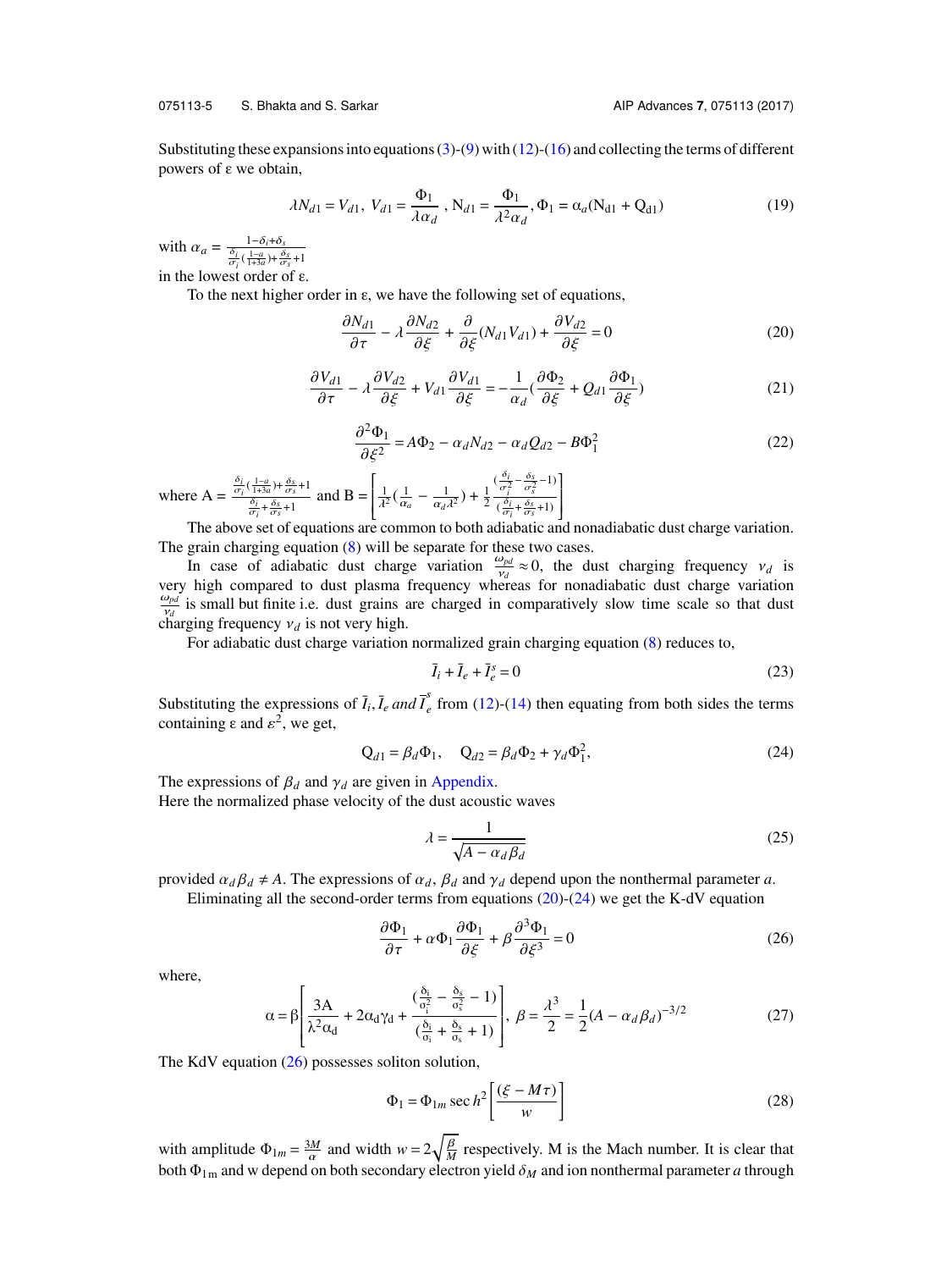Substituting these expansions into equations (3)-(9) with (12)-(16) and collecting the terms of different powers of ε we obtain,

$$\lambda N_{d1} = V_{d1},\ V_{d1} = \frac{\Phi_1}{\lambda \alpha_d},\ N_{d1} = \frac{\Phi_1}{\lambda^2 \alpha_d}, \Phi_1 = \alpha_a(N_{d1} + Q_{d1}) \tag{19}$$

with $\alpha_a = \frac{1-\delta_i+\delta_s}{\frac{\delta_i}{\sigma_i}(\frac{1-a}{1+3a})+\frac{\delta_s}{\sigma_s}+1}$
in the lowest order of ε.

To the next higher order in ε, we have the following set of equations,

$$\frac{\partial N_{d1}}{\partial \tau} - \lambda \frac{\partial N_{d2}}{\partial \xi} + \frac{\partial}{\partial \xi}(N_{d1}V_{d1}) + \frac{\partial V_{d2}}{\partial \xi} = 0 \tag{20}$$

$$\frac{\partial V_{d1}}{\partial \tau} - \lambda \frac{\partial V_{d2}}{\partial \xi} + V_{d1}\frac{\partial V_{d1}}{\partial \xi} = -\frac{1}{\alpha_d}\left(\frac{\partial \Phi_2}{\partial \xi} + Q_{d1}\frac{\partial \Phi_1}{\partial \xi}\right) \tag{21}$$

$$\frac{\partial^2 \Phi_1}{\partial \xi^2} = A\Phi_2 - \alpha_d N_{d2} - \alpha_d Q_{d2} - B\Phi_1^2 \tag{22}$$

where $A = \frac{\frac{\delta_i}{\sigma_i}(\frac{1-a}{1+3a})+\frac{\delta_s}{\sigma_s}+1}{\frac{\delta_i}{\sigma_i}+\frac{\delta_s}{\sigma_s}+1}$ and $B = \left[\frac{1}{\lambda^2}\left(\frac{1}{\alpha_a} - \frac{1}{\alpha_d\lambda^2}\right) + \frac{1}{2}\frac{(\frac{\delta_i}{\sigma_i^2} - \frac{\delta_s}{\sigma_s^2} - 1)}{(\frac{\delta_i}{\sigma_i} + \frac{\delta_s}{\sigma_s} + 1)}\right]$

The above set of equations are common to both adiabatic and nonadiabatic dust charge variation. The grain charging equation (8) will be separate for these two cases.

In case of adiabatic dust charge variation $\frac{\omega_{pd}}{\nu_d} \approx 0$, the dust charging frequency $\nu_d$ is very high compared to dust plasma frequency whereas for nonadiabatic dust charge variation $\frac{\omega_{pd}}{\nu_d}$ is small but finite i.e. dust grains are charged in comparatively slow time scale so that dust charging frequency $\nu_d$ is not very high.

For adiabatic dust charge variation normalized grain charging equation (8) reduces to,

$$\bar{I}_i + \bar{I}_e + \bar{I}_e^s = 0 \tag{23}$$

Substituting the expressions of $\bar{I}_i, \bar{I}_e$ *and* $\bar{I}_e^s$ from (12)-(14) then equating from both sides the terms containing ε and $\varepsilon^2$, we get,

$$Q_{d1} = \beta_d \Phi_1, \quad Q_{d2} = \beta_d \Phi_2 + \gamma_d \Phi_1^2, \tag{24}$$

The expressions of $\beta_d$ and $\gamma_d$ are given in Appendix.
Here the normalized phase velocity of the dust acoustic waves

$$\lambda = \frac{1}{\sqrt{A - \alpha_d \beta_d}} \tag{25}$$

provided $\alpha_d \beta_d \neq A$. The expressions of $\alpha_d$, $\beta_d$ and $\gamma_d$ depend upon the nonthermal parameter $a$.

Eliminating all the second-order terms from equations (20)-(24) we get the K-dV equation

$$\frac{\partial \Phi_1}{\partial \tau} + \alpha \Phi_1 \frac{\partial \Phi_1}{\partial \xi} + \beta \frac{\partial^3 \Phi_1}{\partial \xi^3} = 0 \tag{26}$$

where,

$$\alpha = \beta\left[\frac{3A}{\lambda^2 \alpha_d} + 2\alpha_d \gamma_d + \frac{(\frac{\delta_i}{\sigma_i^2} - \frac{\delta_s}{\sigma_s^2} - 1)}{(\frac{\delta_i}{\sigma_i} + \frac{\delta_s}{\sigma_s} + 1)}\right],\ \beta = \frac{\lambda^3}{2} = \frac{1}{2}(A - \alpha_d \beta_d)^{-3/2} \tag{27}$$

The KdV equation (26) possesses soliton solution,

$$\Phi_1 = \Phi_{1m} \sec h^2\left[\frac{(\xi - M\tau)}{w}\right] \tag{28}$$

with amplitude $\Phi_{1m} = \frac{3M}{\alpha}$ and width $w = 2\sqrt{\frac{\beta}{M}}$ respectively. M is the Mach number. It is clear that both $\Phi_{1m}$ and w depend on both secondary electron yield $\delta_M$ and ion nonthermal parameter $a$ through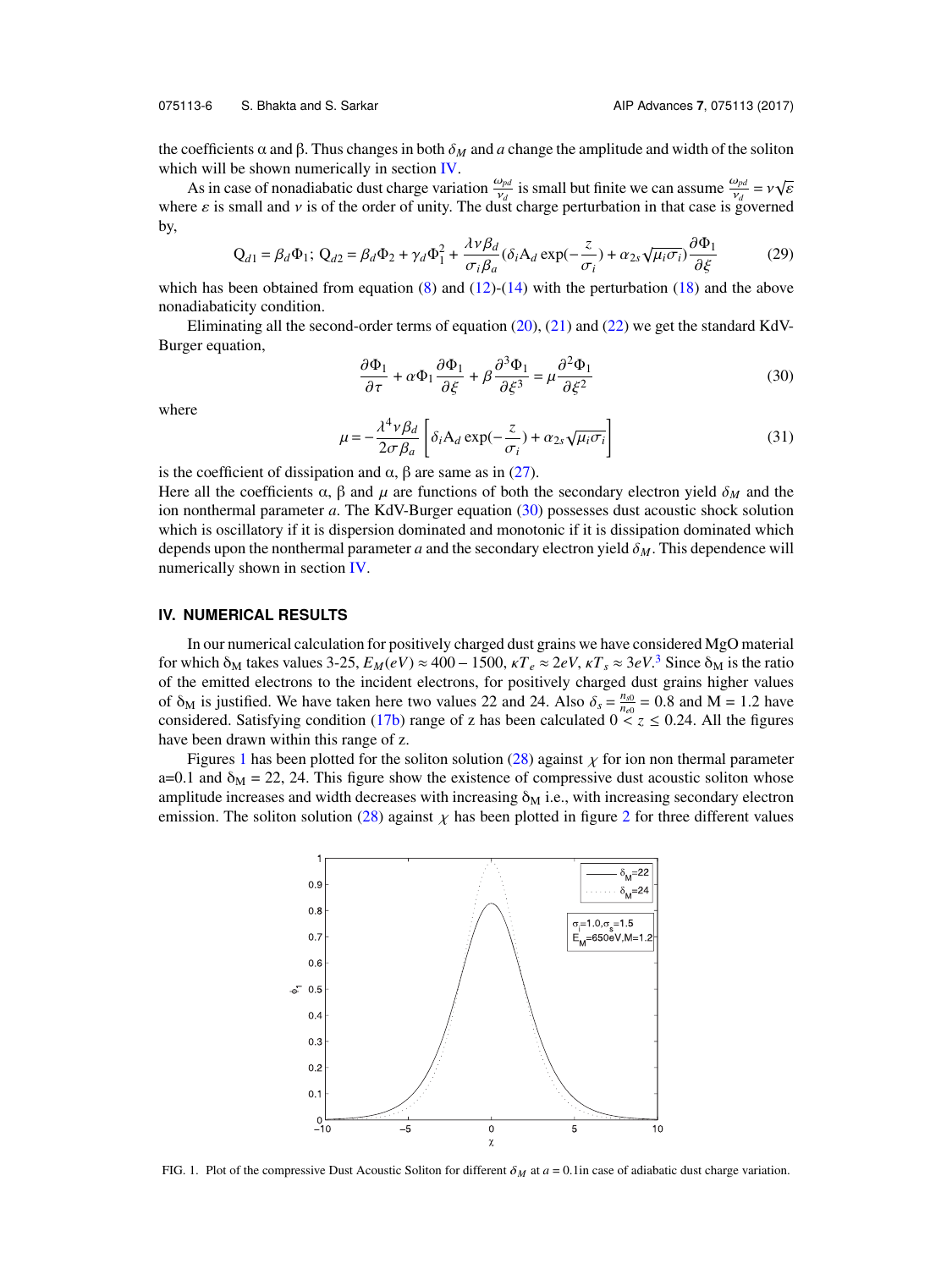the coefficients α and β. Thus changes in both $\delta_M$ and $a$ change the amplitude and width of the soliton which will be shown numerically in section IV.

As in case of nonadiabatic dust charge variation $\frac{\omega_{pd}}{\nu_d}$ is small but finite we can assume $\frac{\omega_{pd}}{\nu_d} = \nu\sqrt{\varepsilon}$ where $\varepsilon$ is small and $\nu$ is of the order of unity. The dust charge perturbation in that case is governed by,

$$Q_{d1} = \beta_d \Phi_1;\ Q_{d2} = \beta_d \Phi_2 + \gamma_d \Phi_1^2 + \frac{\lambda \nu \beta_d}{\sigma_i \beta_a}(\delta_i A_d \exp(-\frac{z}{\sigma_i}) + \alpha_{2s}\sqrt{\mu_i \sigma_i})\frac{\partial \Phi_1}{\partial \xi} \tag{29}$$

which has been obtained from equation (8) and (12)-(14) with the perturbation (18) and the above nonadiabaticity condition.

Eliminating all the second-order terms of equation (20), (21) and (22) we get the standard KdV-Burger equation,

$$\frac{\partial \Phi_1}{\partial \tau} + \alpha \Phi_1 \frac{\partial \Phi_1}{\partial \xi} + \beta \frac{\partial^3 \Phi_1}{\partial \xi^3} = \mu \frac{\partial^2 \Phi_1}{\partial \xi^2} \tag{30}$$

where

$$\mu = -\frac{\lambda^4 \nu \beta_d}{2\sigma \beta_a}\left[\delta_i A_d \exp(-\frac{z}{\sigma_i}) + \alpha_{2s}\sqrt{\mu_i \sigma_i}\right] \tag{31}$$

is the coefficient of dissipation and α, β are same as in (27).
Here all the coefficients α, β and $\mu$ are functions of both the secondary electron yield $\delta_M$ and the ion nonthermal parameter $a$. The KdV-Burger equation (30) possesses dust acoustic shock solution which is oscillatory if it is dispersion dominated and monotonic if it is dissipation dominated which depends upon the nonthermal parameter $a$ and the secondary electron yield $\delta_M$. This dependence will numerically shown in section IV.

## IV. NUMERICAL RESULTS

In our numerical calculation for positively charged dust grains we have considered MgO material for which $\delta_M$ takes values 3-25, $E_M(eV) \approx 400 - 1500$, $\kappa T_e \approx 2eV$, $\kappa T_s \approx 3eV$.[3] Since $\delta_M$ is the ratio of the emitted electrons to the incident electrons, for positively charged dust grains higher values of $\delta_M$ is justified. We have taken here two values 22 and 24. Also $\delta_s = \frac{n_{s0}}{n_{e0}} = 0.8$ and M = 1.2 have considered. Satisfying condition (17b) range of z has been calculated $0 < z \leq 0.24$. All the figures have been drawn within this range of z.

Figures 1 has been plotted for the soliton solution (28) against $\chi$ for ion non thermal parameter a=0.1 and $\delta_M$ = 22, 24. This figure show the existence of compressive dust acoustic soliton whose amplitude increases and width decreases with increasing $\delta_M$ i.e., with increasing secondary electron emission. The soliton solution (28) against $\chi$ has been plotted in figure 2 for three different values

FIG. 1. Plot of the compressive Dust Acoustic Soliton for different $\delta_M$ at $a = 0.1$in case of adiabatic dust charge variation.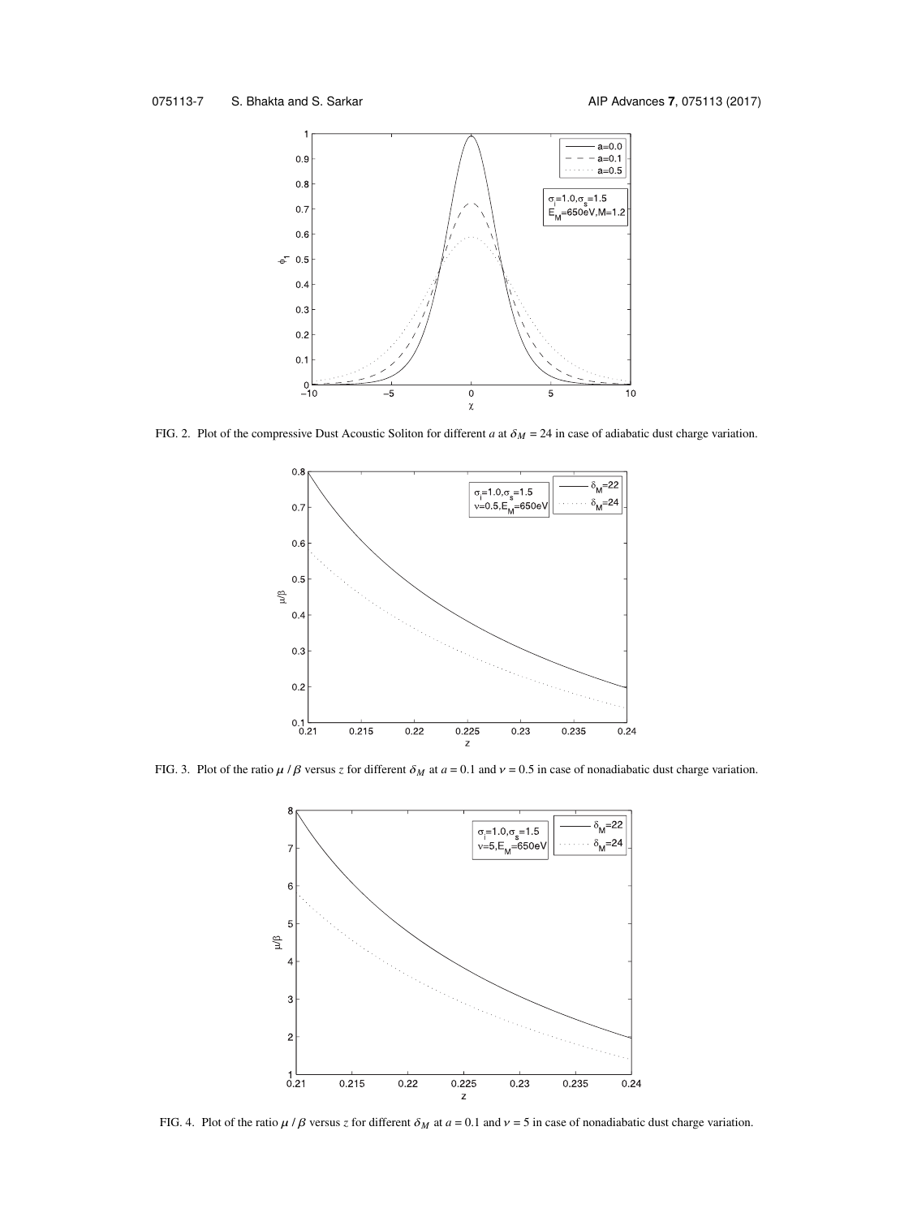FIG. 2. Plot of the compressive Dust Acoustic Soliton for different $a$ at $\delta_M = 24$ in case of adiabatic dust charge variation.

FIG. 3. Plot of the ratio $\mu / \beta$ versus $z$ for different $\delta_M$ at $a = 0.1$ and $\nu = 0.5$ in case of nonadiabatic dust charge variation.

FIG. 4. Plot of the ratio $\mu / \beta$ versus $z$ for different $\delta_M$ at $a = 0.1$ and $\nu = 5$ in case of nonadiabatic dust charge variation.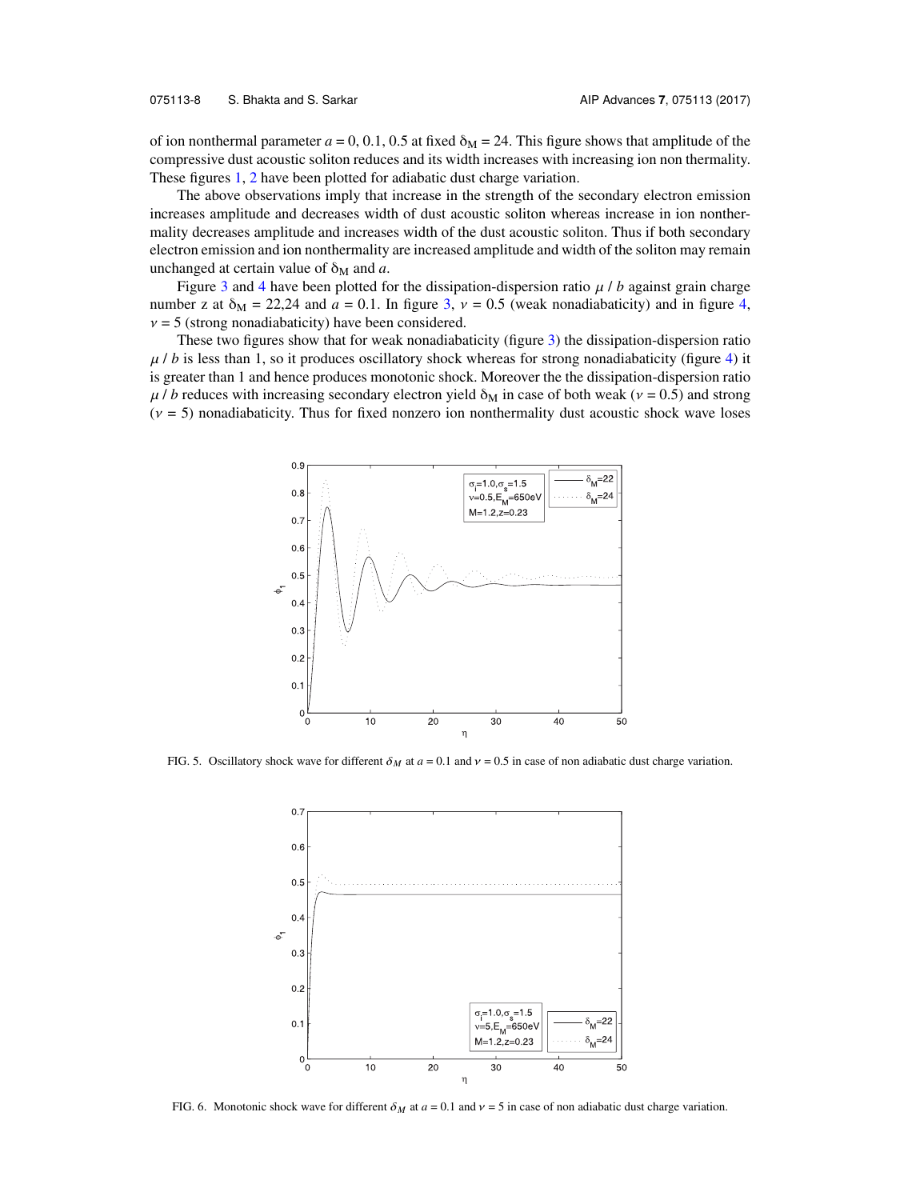of ion nonthermal parameter $a = 0, 0.1, 0.5$ at fixed $\delta_M = 24$. This figure shows that amplitude of the compressive dust acoustic soliton reduces and its width increases with increasing ion non thermality. These figures 1, 2 have been plotted for adiabatic dust charge variation.

The above observations imply that increase in the strength of the secondary electron emission increases amplitude and decreases width of dust acoustic soliton whereas increase in ion nonthermality decreases amplitude and increases width of the dust acoustic soliton. Thus if both secondary electron emission and ion nonthermality are increased amplitude and width of the soliton may remain unchanged at certain value of $\delta_M$ and $a$.

Figure 3 and 4 have been plotted for the dissipation-dispersion ratio $\mu / b$ against grain charge number z at $\delta_M = 22,24$ and $a = 0.1$. In figure 3, $\nu = 0.5$ (weak nonadiabaticity) and in figure 4, $\nu = 5$ (strong nonadiabaticity) have been considered.

These two figures show that for weak nonadiabaticity (figure 3) the dissipation-dispersion ratio $\mu / b$ is less than 1, so it produces oscillatory shock whereas for strong nonadiabaticity (figure 4) it is greater than 1 and hence produces monotonic shock. Moreover the the dissipation-dispersion ratio $\mu / b$ reduces with increasing secondary electron yield $\delta_M$ in case of both weak ($\nu = 0.5$) and strong ($\nu = 5$) nonadiabaticity. Thus for fixed nonzero ion nonthermality dust acoustic shock wave loses

FIG. 5. Oscillatory shock wave for different $\delta_M$ at $a = 0.1$ and $\nu = 0.5$ in case of non adiabatic dust charge variation.

FIG. 6. Monotonic shock wave for different $\delta_M$ at $a = 0.1$ and $\nu = 5$ in case of non adiabatic dust charge variation.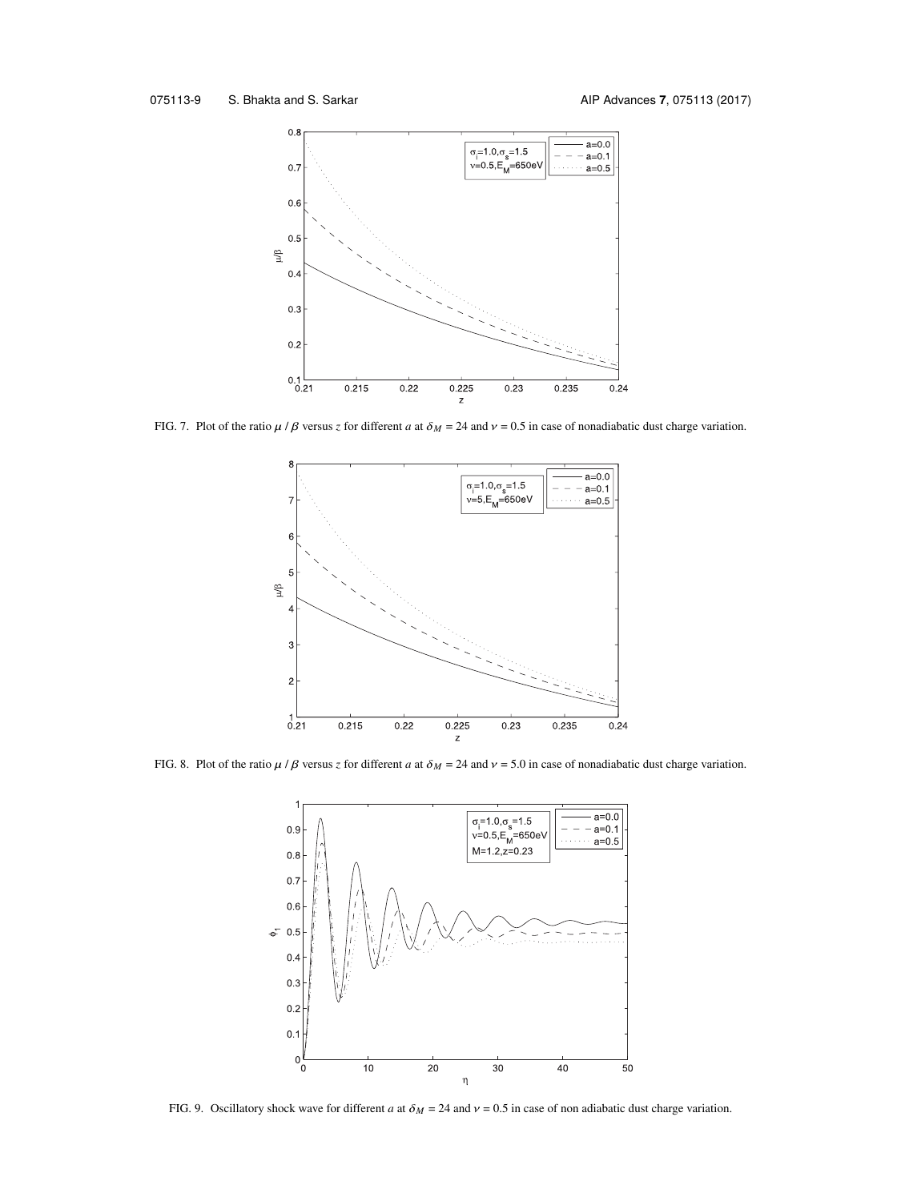FIG. 7. Plot of the ratio $\mu / \beta$ versus $z$ for different $a$ at $\delta_M = 24$ and $\nu = 0.5$ in case of nonadiabatic dust charge variation.

FIG. 8. Plot of the ratio $\mu / \beta$ versus $z$ for different $a$ at $\delta_M = 24$ and $\nu = 5.0$ in case of nonadiabatic dust charge variation.

FIG. 9. Oscillatory shock wave for different $a$ at $\delta_M = 24$ and $\nu = 0.5$ in case of non adiabatic dust charge variation.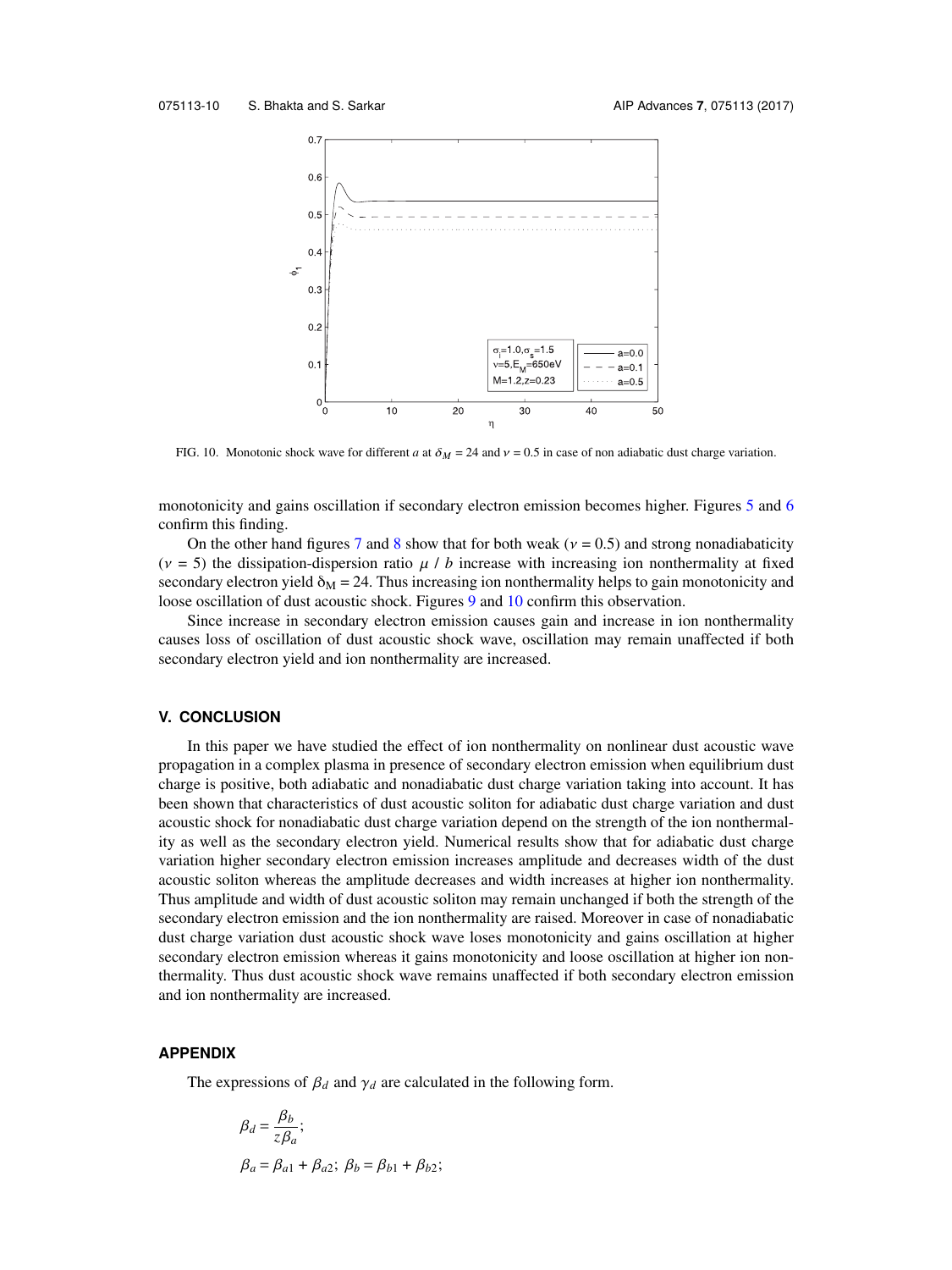FIG. 10. Monotonic shock wave for different $a$ at $\delta_M = 24$ and $\nu = 0.5$ in case of non adiabatic dust charge variation.

monotonicity and gains oscillation if secondary electron emission becomes higher. Figures 5 and 6 confirm this finding.

On the other hand figures 7 and 8 show that for both weak ($\nu = 0.5$) and strong nonadiabaticity ($\nu = 5$) the dissipation-dispersion ratio $\mu / b$ increase with increasing ion nonthermality at fixed secondary electron yield $\delta_M = 24$. Thus increasing ion nonthermality helps to gain monotonicity and loose oscillation of dust acoustic shock. Figures 9 and 10 confirm this observation.

Since increase in secondary electron emission causes gain and increase in ion nonthermality causes loss of oscillation of dust acoustic shock wave, oscillation may remain unaffected if both secondary electron yield and ion nonthermality are increased.

## V. CONCLUSION

In this paper we have studied the effect of ion nonthermality on nonlinear dust acoustic wave propagation in a complex plasma in presence of secondary electron emission when equilibrium dust charge is positive, both adiabatic and nonadiabatic dust charge variation taking into account. It has been shown that characteristics of dust acoustic soliton for adiabatic dust charge variation and dust acoustic shock for nonadiabatic dust charge variation depend on the strength of the ion nonthermality as well as the secondary electron yield. Numerical results show that for adiabatic dust charge variation higher secondary electron emission increases amplitude and decreases width of the dust acoustic soliton whereas the amplitude decreases and width increases at higher ion nonthermality. Thus amplitude and width of dust acoustic soliton may remain unchanged if both the strength of the secondary electron emission and the ion nonthermality are raised. Moreover in case of nonadiabatic dust charge variation dust acoustic shock wave loses monotonicity and gains oscillation at higher secondary electron emission whereas it gains monotonicity and loose oscillation at higher ion nonthermality. Thus dust acoustic shock wave remains unaffected if both secondary electron emission and ion nonthermality are increased.

## APPENDIX

The expressions of $\beta_d$ and $\gamma_d$ are calculated in the following form.

$$\beta_d = \frac{\beta_b}{z\beta_a};$$

$$\beta_a = \beta_{a1} + \beta_{a2};\ \beta_b = \beta_{b1} + \beta_{b2};$$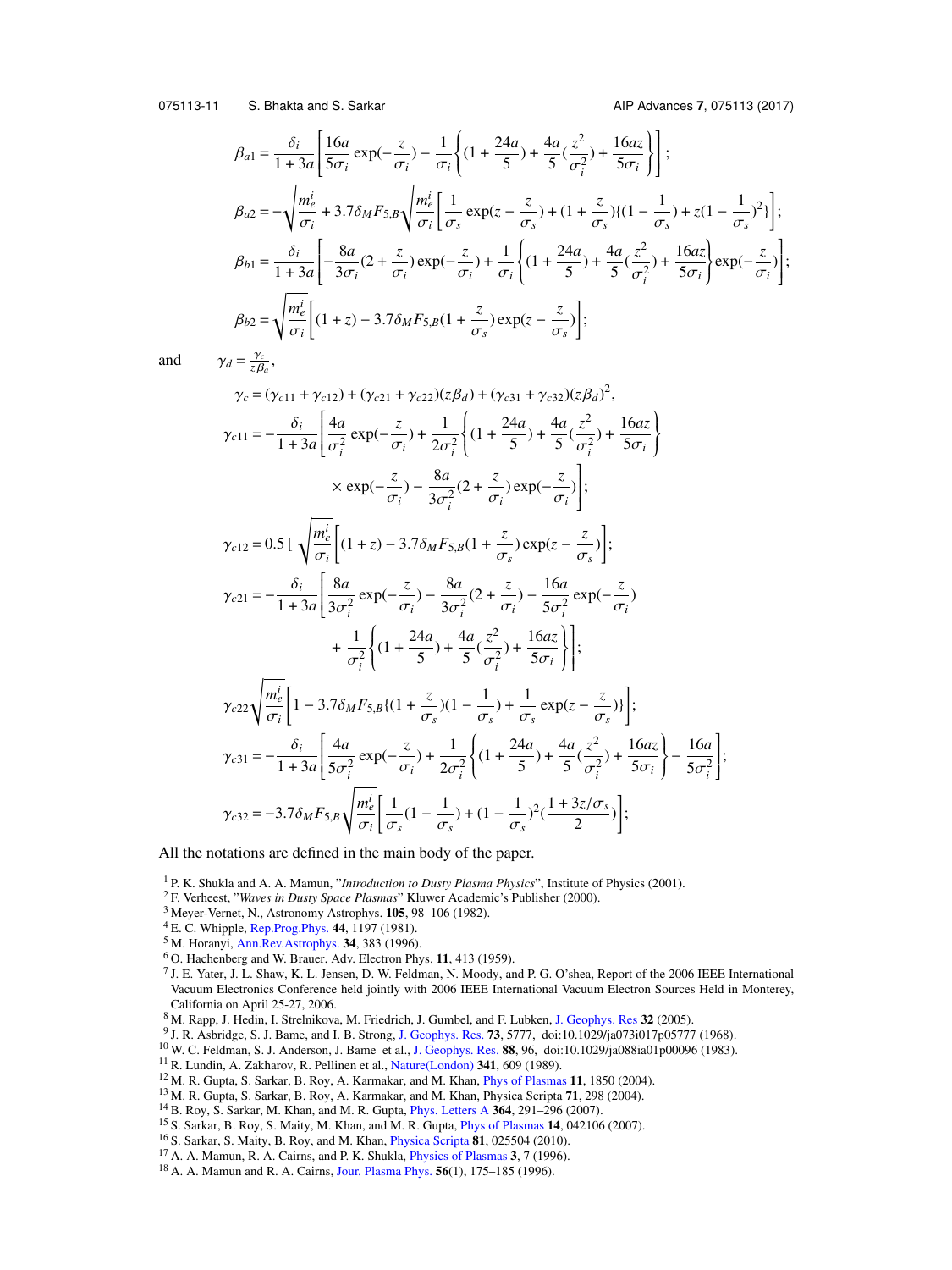$$\beta_{a1} = \frac{\delta_i}{1+3a}\left[\frac{16a}{5\sigma_i}\exp(-\frac{z}{\sigma_i}) - \frac{1}{\sigma_i}\left\{(1+\frac{24a}{5}) + \frac{4a}{5}(\frac{z^2}{\sigma_i^2}) + \frac{16az}{5\sigma_i}\right\}\right];$$

$$\beta_{a2} = -\sqrt{\frac{m_e^i}{\sigma_i}} + 3.7\delta_M F_{5,B}\sqrt{\frac{m_e^i}{\sigma_i}}\left[\frac{1}{\sigma_s}\exp(z - \frac{z}{\sigma_s}) + (1+\frac{z}{\sigma_s})\{(1-\frac{1}{\sigma_s}) + z(1-\frac{1}{\sigma_s})^2\}\right];$$

$$\beta_{b1} = \frac{\delta_i}{1+3a}\left[-\frac{8a}{3\sigma_i}(2+\frac{z}{\sigma_i})\exp(-\frac{z}{\sigma_i}) + \frac{1}{\sigma_i}\left\{(1+\frac{24a}{5}) + \frac{4a}{5}(\frac{z^2}{\sigma_i^2}) + \frac{16az}{5\sigma_i}\right\}\exp(-\frac{z}{\sigma_i})\right];$$

$$\beta_{b2} = \sqrt{\frac{m_e^i}{\sigma_i}}\left[(1+z) - 3.7\delta_M F_{5,B}(1+\frac{z}{\sigma_s})\exp(z-\frac{z}{\sigma_s})\right];$$

and $\quad \gamma_d = \frac{\gamma_c}{z\beta_a}$,

$$\gamma_c = (\gamma_{c11} + \gamma_{c12}) + (\gamma_{c21} + \gamma_{c22})(z\beta_d) + (\gamma_{c31} + \gamma_{c32})(z\beta_d)^2,$$

$$\gamma_{c11} = -\frac{\delta_i}{1+3a}\left[\frac{4a}{\sigma_i^2}\exp(-\frac{z}{\sigma_i}) + \frac{1}{2\sigma_i^2}\left\{(1+\frac{24a}{5}) + \frac{4a}{5}(\frac{z^2}{\sigma_i^2}) + \frac{16az}{5\sigma_i}\right\}\right.$$
$$\left.\times\exp(-\frac{z}{\sigma_i}) - \frac{8a}{3\sigma_i^2}(2+\frac{z}{\sigma_i})\exp(-\frac{z}{\sigma_i})\right];$$

$$\gamma_{c12} = 0.5\,[\ \sqrt{\frac{m_e^i}{\sigma_i}}\left[(1+z) - 3.7\delta_M F_{5,B}(1+\frac{z}{\sigma_s})\exp(z-\frac{z}{\sigma_s})\right];$$

$$\gamma_{c21} = -\frac{\delta_i}{1+3a}\left[\frac{8a}{3\sigma_i^2}\exp(-\frac{z}{\sigma_i}) - \frac{8a}{3\sigma_i^2}(2+\frac{z}{\sigma_i}) - \frac{16a}{5\sigma_i^2}\exp(-\frac{z}{\sigma_i})\right.$$
$$\left. + \frac{1}{\sigma_i^2}\left\{(1+\frac{24a}{5}) + \frac{4a}{5}(\frac{z^2}{\sigma_i^2}) + \frac{16az}{5\sigma_i}\right\}\right];$$

$$\gamma_{c22}\sqrt{\frac{m_e^i}{\sigma_i}}\left[1 - 3.7\delta_M F_{5,B}\{(1+\frac{z}{\sigma_s})(1-\frac{1}{\sigma_s}) + \frac{1}{\sigma_s}\exp(z-\frac{z}{\sigma_s})\}\right];$$

$$\gamma_{c31} = -\frac{\delta_i}{1+3a}\left[\frac{4a}{5\sigma_i^2}\exp(-\frac{z}{\sigma_i}) + \frac{1}{2\sigma_i^2}\left\{(1+\frac{24a}{5}) + \frac{4a}{5}(\frac{z^2}{\sigma_i^2}) + \frac{16az}{5\sigma_i}\right\} - \frac{16a}{5\sigma_i^2}\right];$$

$$\gamma_{c32} = -3.7\delta_M F_{5,B}\sqrt{\frac{m_e^i}{\sigma_i}}\left[\frac{1}{\sigma_s}(1-\frac{1}{\sigma_s}) + (1-\frac{1}{\sigma_s})^2(\frac{1+3z/\sigma_s}{2})\right];$$

All the notations are defined in the main body of the paper.

1. P. K. Shukla and A. A. Mamun, "*Introduction to Dusty Plasma Physics*", Institute of Physics (2001).
2. F. Verheest, "*Waves in Dusty Space Plasmas*" Kluwer Academic's Publisher (2000).
3. Meyer-Vernet, N., Astronomy Astrophys. **105**, 98–106 (1982).
4. E. C. Whipple, Rep.Prog.Phys. **44**, 1197 (1981).
5. M. Horanyi, Ann.Rev.Astrophys. **34**, 383 (1996).
6. O. Hachenberg and W. Brauer, Adv. Electron Phys. **11**, 413 (1959).
7. J. E. Yater, J. L. Shaw, K. L. Jensen, D. W. Feldman, N. Moody, and P. G. O'shea, Report of the 2006 IEEE International Vacuum Electronics Conference held jointly with 2006 IEEE International Vacuum Electron Sources Held in Monterey, California on April 25-27, 2006.
8. M. Rapp, J. Hedin, I. Strelnikova, M. Friedrich, J. Gumbel, and F. Lubken, J. Geophys. Res **32** (2005).
9. J. R. Asbridge, S. J. Bame, and I. B. Strong, J. Geophys. Res. **73**, 5777, doi:10.1029/ja073i017p05777 (1968).
10. W. C. Feldman, S. J. Anderson, J. Bame et al., J. Geophys. Res. **88**, 96, doi:10.1029/ja088ia01p00096 (1983).
11. R. Lundin, A. Zakharov, R. Pellinen et al., Nature(London) **341**, 609 (1989).
12. M. R. Gupta, S. Sarkar, B. Roy, A. Karmakar, and M. Khan, Phys of Plasmas **11**, 1850 (2004).
13. M. R. Gupta, S. Sarkar, B. Roy, A. Karmakar, and M. Khan, Physica Scripta **71**, 298 (2004).
14. B. Roy, S. Sarkar, M. Khan, and M. R. Gupta, Phys. Letters A **364**, 291–296 (2007).
15. S. Sarkar, B. Roy, S. Maity, M. Khan, and M. R. Gupta, Phys of Plasmas **14**, 042106 (2007).
16. S. Sarkar, S. Maity, B. Roy, and M. Khan, Physica Scripta **81**, 025504 (2010).
17. A. A. Mamun, R. A. Cairns, and P. K. Shukla, Physics of Plasmas **3**, 7 (1996).
18. A. A. Mamun and R. A. Cairns, Jour. Plasma Phys. **56**(1), 175–185 (1996).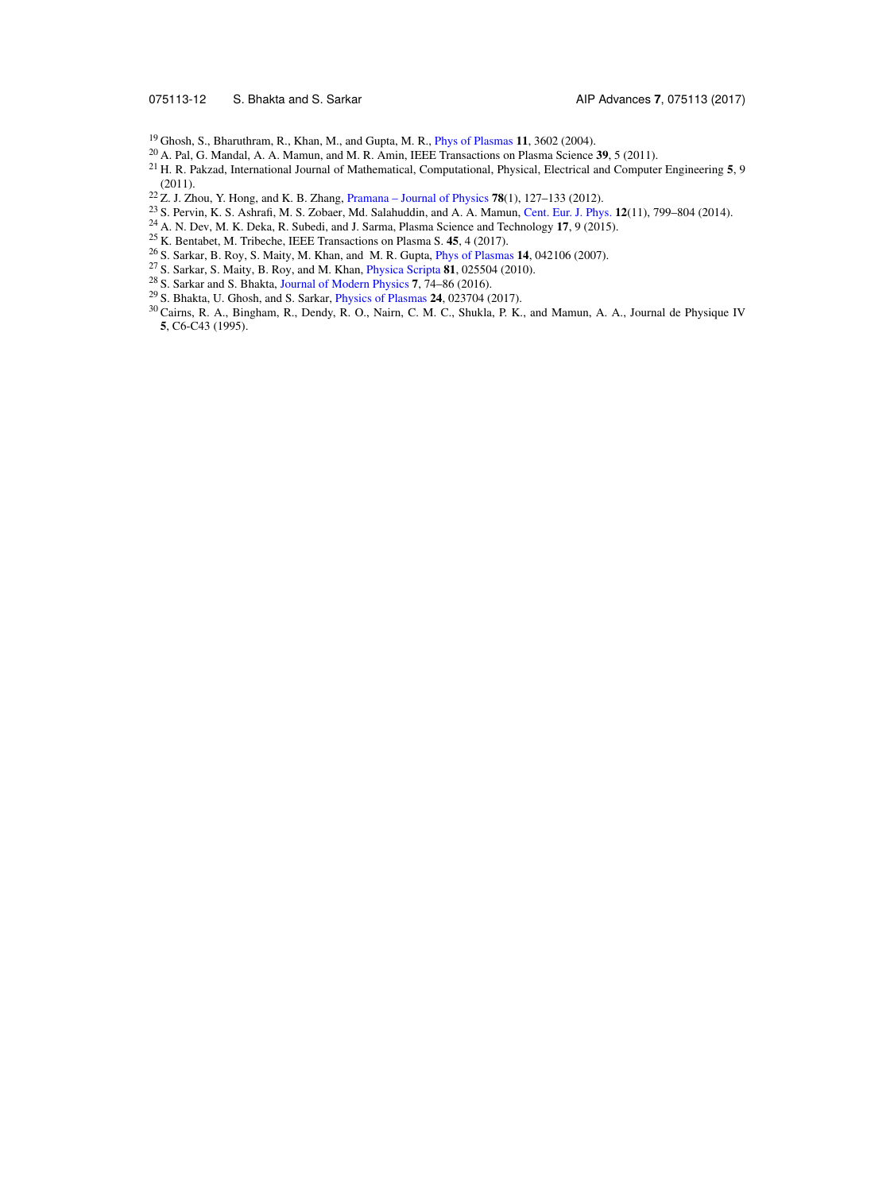[19] Ghosh, S., Bharuthram, R., Khan, M., and Gupta, M. R., Phys of Plasmas **11**, 3602 (2004).
[20] A. Pal, G. Mandal, A. A. Mamun, and M. R. Amin, IEEE Transactions on Plasma Science **39**, 5 (2011).
[21] H. R. Pakzad, International Journal of Mathematical, Computational, Physical, Electrical and Computer Engineering **5**, 9 (2011).
[22] Z. J. Zhou, Y. Hong, and K. B. Zhang, Pramana – Journal of Physics **78**(1), 127–133 (2012).
[23] S. Pervin, K. S. Ashrafi, M. S. Zobaer, Md. Salahuddin, and A. A. Mamun, Cent. Eur. J. Phys. **12**(11), 799–804 (2014).
[24] A. N. Dev, M. K. Deka, R. Subedi, and J. Sarma, Plasma Science and Technology **17**, 9 (2015).
[25] K. Bentabet, M. Tribeche, IEEE Transactions on Plasma S. **45**, 4 (2017).
[26] S. Sarkar, B. Roy, S. Maity, M. Khan, and M. R. Gupta, Phys of Plasmas **14**, 042106 (2007).
[27] S. Sarkar, S. Maity, B. Roy, and M. Khan, Physica Scripta **81**, 025504 (2010).
[28] S. Sarkar and S. Bhakta, Journal of Modern Physics **7**, 74–86 (2016).
[29] S. Bhakta, U. Ghosh, and S. Sarkar, Physics of Plasmas **24**, 023704 (2017).
[30] Cairns, R. A., Bingham, R., Dendy, R. O., Nairn, C. M. C., Shukla, P. K., and Mamun, A. A., Journal de Physique IV **5**, C6-C43 (1995).